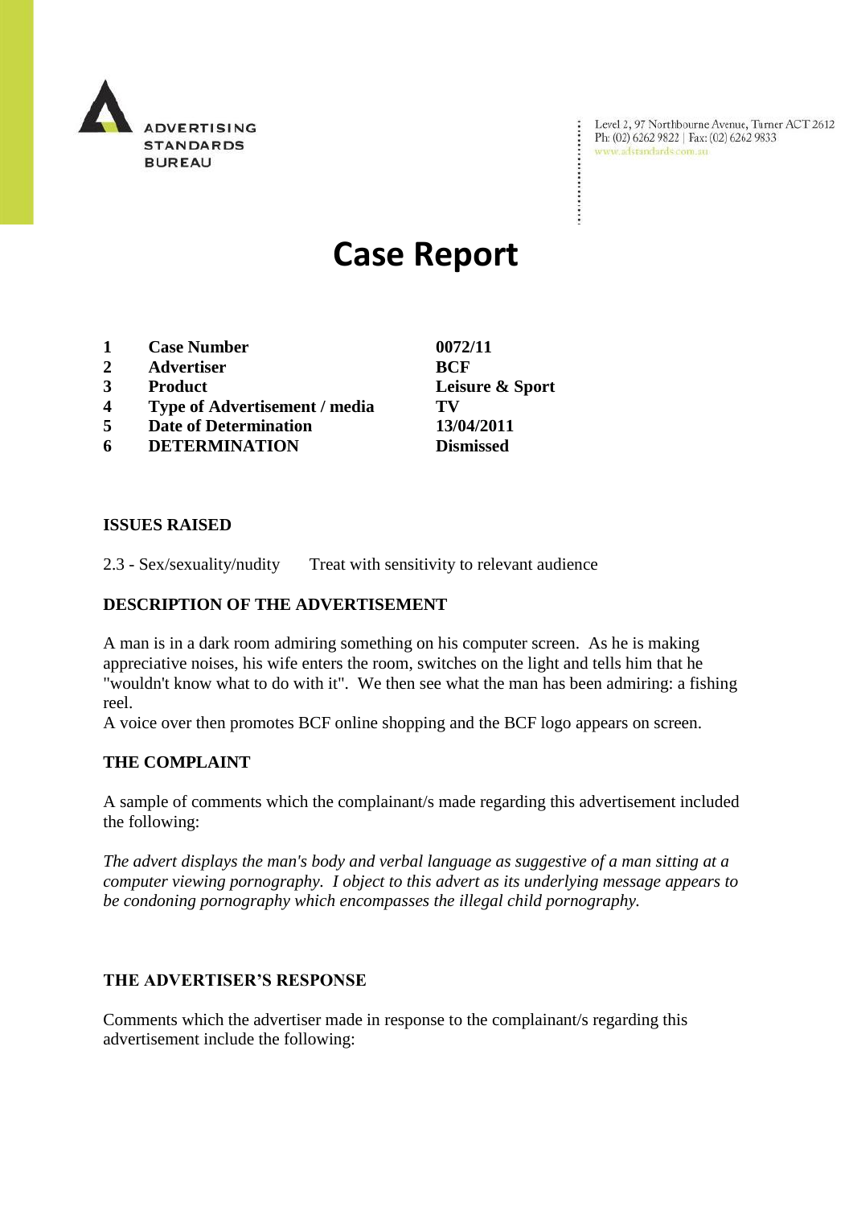ADVERTISING STANDARDS BUREAU

Level 2, 97 Northbourne Avenue, Turner ACT 2612
Ph: (02) 6262 9822 | Fax: (02) 6262 9833
www.adstandards.com.au

# Case Report

| | | |
|---|---|---|
| 1 | **Case Number** | **0072/11** |
| 2 | **Advertiser** | **BCF** |
| 3 | **Product** | **Leisure & Sport** |
| 4 | **Type of Advertisement / media** | **TV** |
| 5 | **Date of Determination** | **13/04/2011** |
| 6 | **DETERMINATION** | **Dismissed** |

## ISSUES RAISED

2.3 - Sex/sexuality/nudity    Treat with sensitivity to relevant audience

## DESCRIPTION OF THE ADVERTISEMENT

A man is in a dark room admiring something on his computer screen. As he is making appreciative noises, his wife enters the room, switches on the light and tells him that he "wouldn't know what to do with it". We then see what the man has been admiring: a fishing reel.
A voice over then promotes BCF online shopping and the BCF logo appears on screen.

## THE COMPLAINT

A sample of comments which the complainant/s made regarding this advertisement included the following:

*The advert displays the man's body and verbal language as suggestive of a man sitting at a computer viewing pornography. I object to this advert as its underlying message appears to be condoning pornography which encompasses the illegal child pornography.*

## THE ADVERTISER'S RESPONSE

Comments which the advertiser made in response to the complainant/s regarding this advertisement include the following: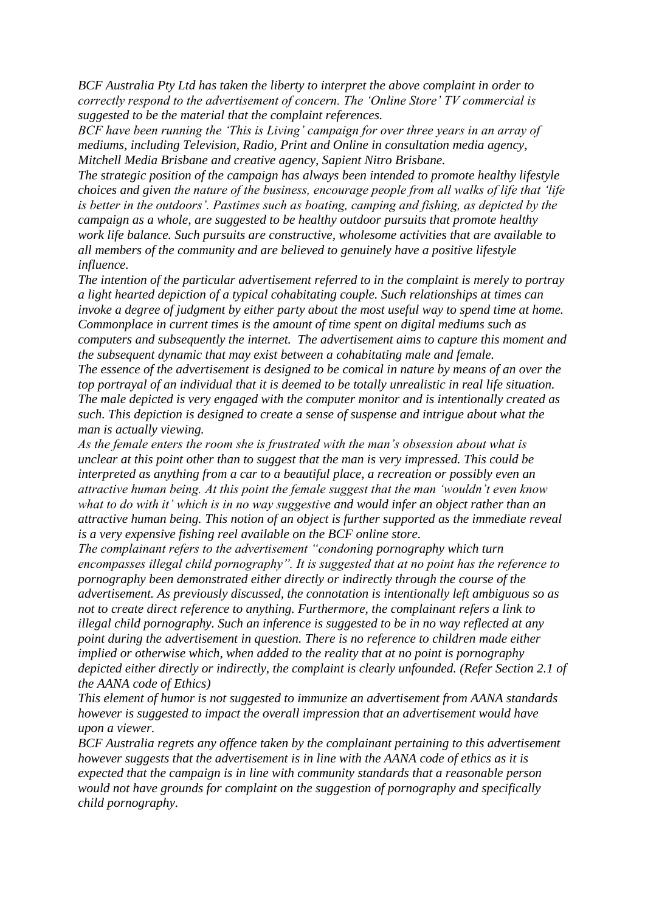*BCF Australia Pty Ltd has taken the liberty to interpret the above complaint in order to correctly respond to the advertisement of concern. The 'Online Store' TV commercial is suggested to be the material that the complaint references.*

*BCF have been running the 'This is Living' campaign for over three years in an array of mediums, including Television, Radio, Print and Online in consultation media agency, Mitchell Media Brisbane and creative agency, Sapient Nitro Brisbane.*

*The strategic position of the campaign has always been intended to promote healthy lifestyle choices and given the nature of the business, encourage people from all walks of life that 'life is better in the outdoors'. Pastimes such as boating, camping and fishing, as depicted by the campaign as a whole, are suggested to be healthy outdoor pursuits that promote healthy work life balance. Such pursuits are constructive, wholesome activities that are available to all members of the community and are believed to genuinely have a positive lifestyle influence.*

*The intention of the particular advertisement referred to in the complaint is merely to portray a light hearted depiction of a typical cohabitating couple. Such relationships at times can invoke a degree of judgment by either party about the most useful way to spend time at home. Commonplace in current times is the amount of time spent on digital mediums such as computers and subsequently the internet. The advertisement aims to capture this moment and the subsequent dynamic that may exist between a cohabitating male and female.*

*The essence of the advertisement is designed to be comical in nature by means of an over the top portrayal of an individual that it is deemed to be totally unrealistic in real life situation. The male depicted is very engaged with the computer monitor and is intentionally created as such. This depiction is designed to create a sense of suspense and intrigue about what the man is actually viewing.*

*As the female enters the room she is frustrated with the man's obsession about what is unclear at this point other than to suggest that the man is very impressed. This could be interpreted as anything from a car to a beautiful place, a recreation or possibly even an attractive human being. At this point the female suggest that the man 'wouldn't even know what to do with it' which is in no way suggestive and would infer an object rather than an attractive human being. This notion of an object is further supported as the immediate reveal is a very expensive fishing reel available on the BCF online store.*

*The complainant refers to the advertisement "condoning pornography which turn encompasses illegal child pornography". It is suggested that at no point has the reference to pornography been demonstrated either directly or indirectly through the course of the advertisement. As previously discussed, the connotation is intentionally left ambiguous so as not to create direct reference to anything. Furthermore, the complainant refers a link to illegal child pornography. Such an inference is suggested to be in no way reflected at any point during the advertisement in question. There is no reference to children made either implied or otherwise which, when added to the reality that at no point is pornography depicted either directly or indirectly, the complaint is clearly unfounded. (Refer Section 2.1 of the AANA code of Ethics)*

*This element of humor is not suggested to immunize an advertisement from AANA standards however is suggested to impact the overall impression that an advertisement would have upon a viewer.*

*BCF Australia regrets any offence taken by the complainant pertaining to this advertisement however suggests that the advertisement is in line with the AANA code of ethics as it is expected that the campaign is in line with community standards that a reasonable person would not have grounds for complaint on the suggestion of pornography and specifically child pornography.*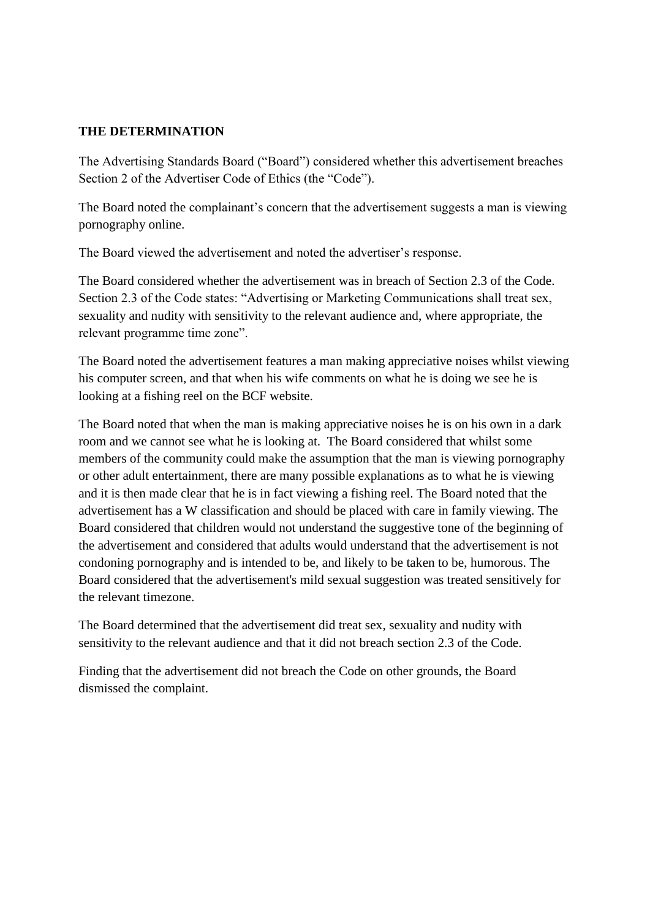**THE DETERMINATION**

The Advertising Standards Board ("Board") considered whether this advertisement breaches Section 2 of the Advertiser Code of Ethics (the "Code").

The Board noted the complainant's concern that the advertisement suggests a man is viewing pornography online.

The Board viewed the advertisement and noted the advertiser's response.

The Board considered whether the advertisement was in breach of Section 2.3 of the Code. Section 2.3 of the Code states: "Advertising or Marketing Communications shall treat sex, sexuality and nudity with sensitivity to the relevant audience and, where appropriate, the relevant programme time zone".

The Board noted the advertisement features a man making appreciative noises whilst viewing his computer screen, and that when his wife comments on what he is doing we see he is looking at a fishing reel on the BCF website.

The Board noted that when the man is making appreciative noises he is on his own in a dark room and we cannot see what he is looking at. The Board considered that whilst some members of the community could make the assumption that the man is viewing pornography or other adult entertainment, there are many possible explanations as to what he is viewing and it is then made clear that he is in fact viewing a fishing reel. The Board noted that the advertisement has a W classification and should be placed with care in family viewing. The Board considered that children would not understand the suggestive tone of the beginning of the advertisement and considered that adults would understand that the advertisement is not condoning pornography and is intended to be, and likely to be taken to be, humorous. The Board considered that the advertisement's mild sexual suggestion was treated sensitively for the relevant timezone.

The Board determined that the advertisement did treat sex, sexuality and nudity with sensitivity to the relevant audience and that it did not breach section 2.3 of the Code.

Finding that the advertisement did not breach the Code on other grounds, the Board dismissed the complaint.